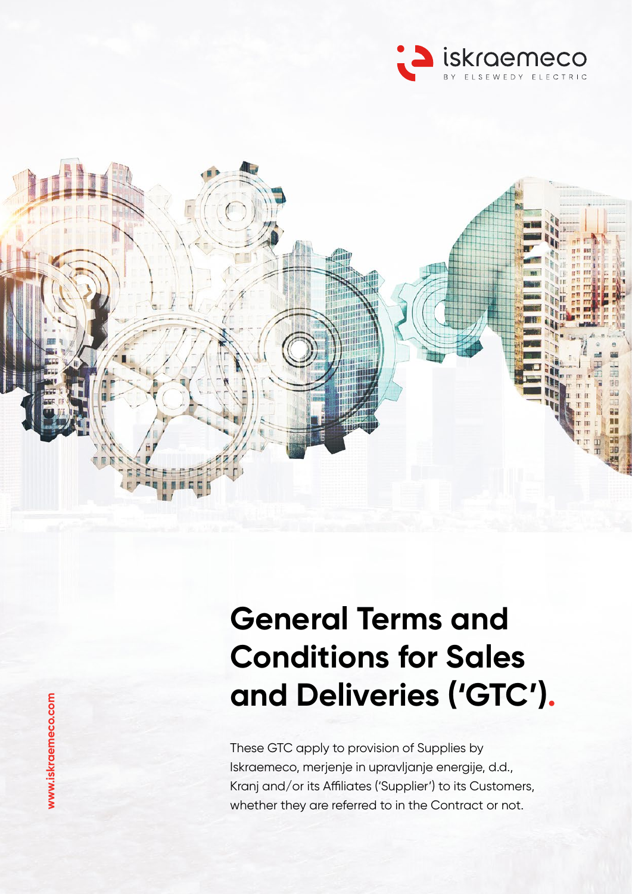iskraemeco

BY ELSEWEDY ELECTRIC

# General Terms and Conditions for Sales and Deliveries ('GTC').

These GTC apply to provision of Supplies by Iskraemeco, merjenje in upravljanje energije, d.d., Kranj and/or its Affiliates ('Supplier') to its Customers, whether they are referred to in the Contract or not.

www.iskraemeco.com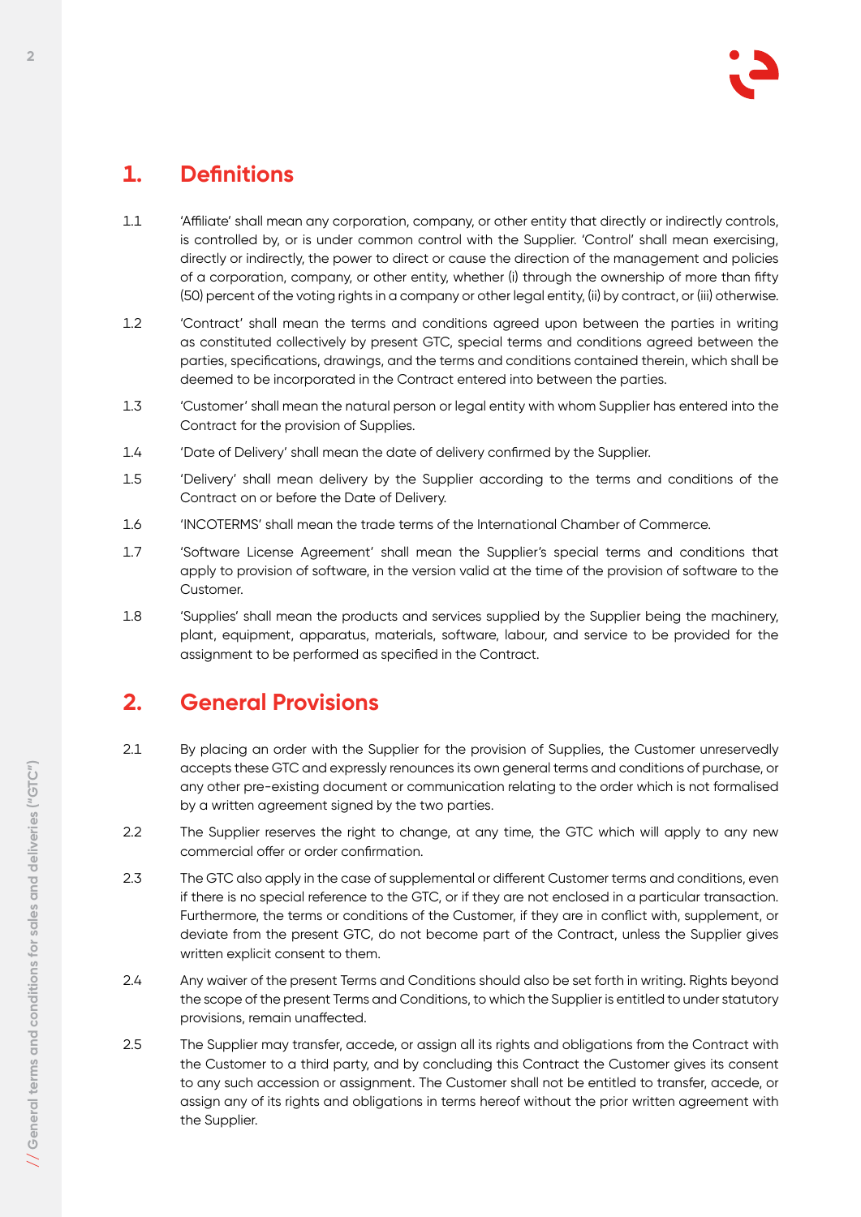## 1. Definitions

1.1 'Affiliate' shall mean any corporation, company, or other entity that directly or indirectly controls, is controlled by, or is under common control with the Supplier. 'Control' shall mean exercising, directly or indirectly, the power to direct or cause the direction of the management and policies of a corporation, company, or other entity, whether (i) through the ownership of more than fifty (50) percent of the voting rights in a company or other legal entity, (ii) by contract, or (iii) otherwise.

1.2 'Contract' shall mean the terms and conditions agreed upon between the parties in writing as constituted collectively by present GTC, special terms and conditions agreed between the parties, specifications, drawings, and the terms and conditions contained therein, which shall be deemed to be incorporated in the Contract entered into between the parties.

1.3 'Customer' shall mean the natural person or legal entity with whom Supplier has entered into the Contract for the provision of Supplies.

1.4 'Date of Delivery' shall mean the date of delivery confirmed by the Supplier.

1.5 'Delivery' shall mean delivery by the Supplier according to the terms and conditions of the Contract on or before the Date of Delivery.

1.6 'INCOTERMS' shall mean the trade terms of the International Chamber of Commerce.

1.7 'Software License Agreement' shall mean the Supplier's special terms and conditions that apply to provision of software, in the version valid at the time of the provision of software to the Customer.

1.8 'Supplies' shall mean the products and services supplied by the Supplier being the machinery, plant, equipment, apparatus, materials, software, labour, and service to be provided for the assignment to be performed as specified in the Contract.

## 2. General Provisions

2.1 By placing an order with the Supplier for the provision of Supplies, the Customer unreservedly accepts these GTC and expressly renounces its own general terms and conditions of purchase, or any other pre-existing document or communication relating to the order which is not formalised by a written agreement signed by the two parties.

2.2 The Supplier reserves the right to change, at any time, the GTC which will apply to any new commercial offer or order confirmation.

2.3 The GTC also apply in the case of supplemental or different Customer terms and conditions, even if there is no special reference to the GTC, or if they are not enclosed in a particular transaction. Furthermore, the terms or conditions of the Customer, if they are in conflict with, supplement, or deviate from the present GTC, do not become part of the Contract, unless the Supplier gives written explicit consent to them.

2.4 Any waiver of the present Terms and Conditions should also be set forth in writing. Rights beyond the scope of the present Terms and Conditions, to which the Supplier is entitled to under statutory provisions, remain unaffected.

2.5 The Supplier may transfer, accede, or assign all its rights and obligations from the Contract with the Customer to a third party, and by concluding this Contract the Customer gives its consent to any such accession or assignment. The Customer shall not be entitled to transfer, accede, or assign any of its rights and obligations in terms hereof without the prior written agreement with the Supplier.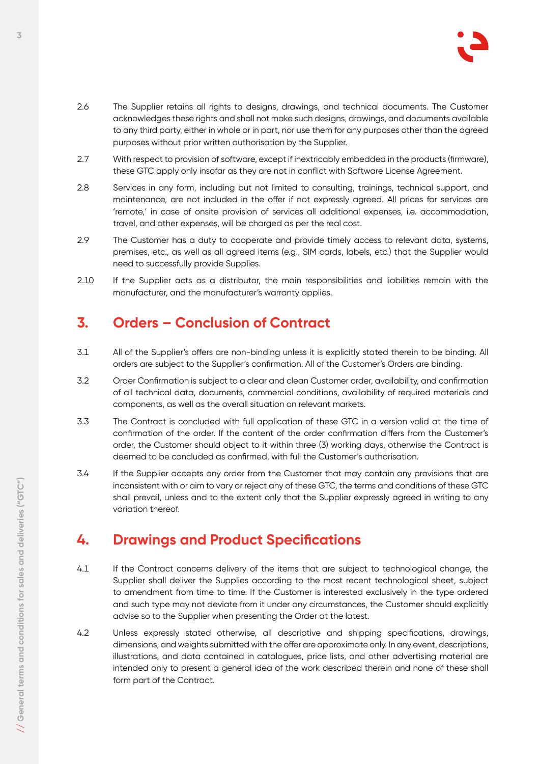2.6 The Supplier retains all rights to designs, drawings, and technical documents. The Customer acknowledges these rights and shall not make such designs, drawings, and documents available to any third party, either in whole or in part, nor use them for any purposes other than the agreed purposes without prior written authorisation by the Supplier.

2.7 With respect to provision of software, except if inextricably embedded in the products (firmware), these GTC apply only insofar as they are not in conflict with Software License Agreement.

2.8 Services in any form, including but not limited to consulting, trainings, technical support, and maintenance, are not included in the offer if not expressly agreed. All prices for services are 'remote,' in case of onsite provision of services all additional expenses, i.e. accommodation, travel, and other expenses, will be charged as per the real cost.

2.9 The Customer has a duty to cooperate and provide timely access to relevant data, systems, premises, etc., as well as all agreed items (e.g., SIM cards, labels, etc.) that the Supplier would need to successfully provide Supplies.

2.10 If the Supplier acts as a distributor, the main responsibilities and liabilities remain with the manufacturer, and the manufacturer's warranty applies.

## 3. Orders – Conclusion of Contract

3.1 All of the Supplier's offers are non-binding unless it is explicitly stated therein to be binding. All orders are subject to the Supplier's confirmation. All of the Customer's Orders are binding.

3.2 Order Confirmation is subject to a clear and clean Customer order, availability, and confirmation of all technical data, documents, commercial conditions, availability of required materials and components, as well as the overall situation on relevant markets.

3.3 The Contract is concluded with full application of these GTC in a version valid at the time of confirmation of the order. If the content of the order confirmation differs from the Customer's order, the Customer should object to it within three (3) working days, otherwise the Contract is deemed to be concluded as confirmed, with full the Customer's authorisation.

3.4 If the Supplier accepts any order from the Customer that may contain any provisions that are inconsistent with or aim to vary or reject any of these GTC, the terms and conditions of these GTC shall prevail, unless and to the extent only that the Supplier expressly agreed in writing to any variation thereof.

## 4. Drawings and Product Specifications

4.1 If the Contract concerns delivery of the items that are subject to technological change, the Supplier shall deliver the Supplies according to the most recent technological sheet, subject to amendment from time to time. If the Customer is interested exclusively in the type ordered and such type may not deviate from it under any circumstances, the Customer should explicitly advise so to the Supplier when presenting the Order at the latest.

4.2 Unless expressly stated otherwise, all descriptive and shipping specifications, drawings, dimensions, and weights submitted with the offer are approximate only. In any event, descriptions, illustrations, and data contained in catalogues, price lists, and other advertising material are intended only to present a general idea of the work described therein and none of these shall form part of the Contract.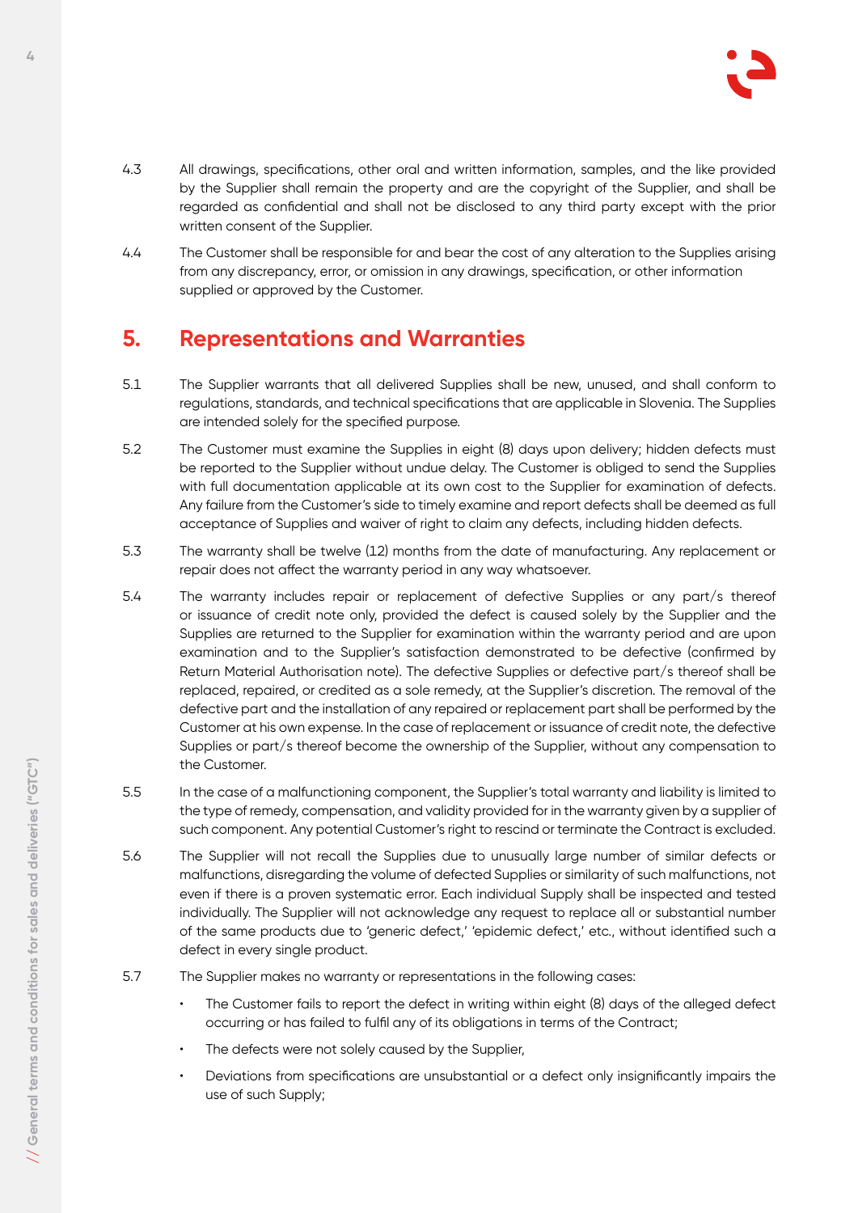4.3 All drawings, specifications, other oral and written information, samples, and the like provided by the Supplier shall remain the property and are the copyright of the Supplier, and shall be regarded as confidential and shall not be disclosed to any third party except with the prior written consent of the Supplier.

4.4 The Customer shall be responsible for and bear the cost of any alteration to the Supplies arising from any discrepancy, error, or omission in any drawings, specification, or other information supplied or approved by the Customer.

## 5. Representations and Warranties

5.1 The Supplier warrants that all delivered Supplies shall be new, unused, and shall conform to regulations, standards, and technical specifications that are applicable in Slovenia. The Supplies are intended solely for the specified purpose.

5.2 The Customer must examine the Supplies in eight (8) days upon delivery; hidden defects must be reported to the Supplier without undue delay. The Customer is obliged to send the Supplies with full documentation applicable at its own cost to the Supplier for examination of defects. Any failure from the Customer's side to timely examine and report defects shall be deemed as full acceptance of Supplies and waiver of right to claim any defects, including hidden defects.

5.3 The warranty shall be twelve (12) months from the date of manufacturing. Any replacement or repair does not affect the warranty period in any way whatsoever.

5.4 The warranty includes repair or replacement of defective Supplies or any part/s thereof or issuance of credit note only, provided the defect is caused solely by the Supplier and the Supplies are returned to the Supplier for examination within the warranty period and are upon examination and to the Supplier's satisfaction demonstrated to be defective (confirmed by Return Material Authorisation note). The defective Supplies or defective part/s thereof shall be replaced, repaired, or credited as a sole remedy, at the Supplier's discretion. The removal of the defective part and the installation of any repaired or replacement part shall be performed by the Customer at his own expense. In the case of replacement or issuance of credit note, the defective Supplies or part/s thereof become the ownership of the Supplier, without any compensation to the Customer.

5.5 In the case of a malfunctioning component, the Supplier's total warranty and liability is limited to the type of remedy, compensation, and validity provided for in the warranty given by a supplier of such component. Any potential Customer's right to rescind or terminate the Contract is excluded.

5.6 The Supplier will not recall the Supplies due to unusually large number of similar defects or malfunctions, disregarding the volume of defected Supplies or similarity of such malfunctions, not even if there is a proven systematic error. Each individual Supply shall be inspected and tested individually. The Supplier will not acknowledge any request to replace all or substantial number of the same products due to 'generic defect,' 'epidemic defect,' etc., without identified such a defect in every single product.

5.7 The Supplier makes no warranty or representations in the following cases:

- The Customer fails to report the defect in writing within eight (8) days of the alleged defect occurring or has failed to fulfil any of its obligations in terms of the Contract;
- The defects were not solely caused by the Supplier,
- Deviations from specifications are unsubstantial or a defect only insignificantly impairs the use of such Supply;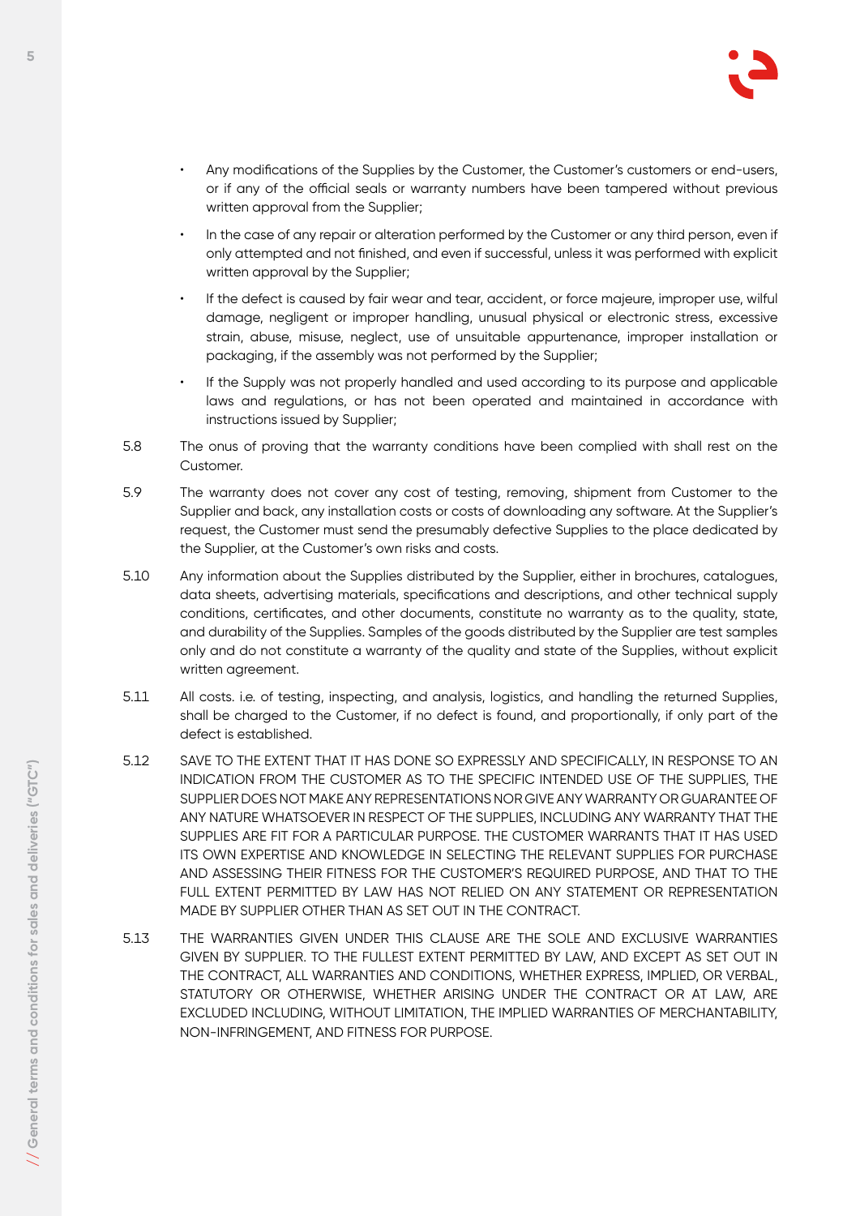- Any modifications of the Supplies by the Customer, the Customer's customers or end-users, or if any of the official seals or warranty numbers have been tampered without previous written approval from the Supplier;
- In the case of any repair or alteration performed by the Customer or any third person, even if only attempted and not finished, and even if successful, unless it was performed with explicit written approval by the Supplier;
- If the defect is caused by fair wear and tear, accident, or force majeure, improper use, wilful damage, negligent or improper handling, unusual physical or electronic stress, excessive strain, abuse, misuse, neglect, use of unsuitable appurtenance, improper installation or packaging, if the assembly was not performed by the Supplier;
- If the Supply was not properly handled and used according to its purpose and applicable laws and regulations, or has not been operated and maintained in accordance with instructions issued by Supplier;

5.8 The onus of proving that the warranty conditions have been complied with shall rest on the Customer.

5.9 The warranty does not cover any cost of testing, removing, shipment from Customer to the Supplier and back, any installation costs or costs of downloading any software. At the Supplier's request, the Customer must send the presumably defective Supplies to the place dedicated by the Supplier, at the Customer's own risks and costs.

5.10 Any information about the Supplies distributed by the Supplier, either in brochures, catalogues, data sheets, advertising materials, specifications and descriptions, and other technical supply conditions, certificates, and other documents, constitute no warranty as to the quality, state, and durability of the Supplies. Samples of the goods distributed by the Supplier are test samples only and do not constitute a warranty of the quality and state of the Supplies, without explicit written agreement.

5.11 All costs. i.e. of testing, inspecting, and analysis, logistics, and handling the returned Supplies, shall be charged to the Customer, if no defect is found, and proportionally, if only part of the defect is established.

5.12 SAVE TO THE EXTENT THAT IT HAS DONE SO EXPRESSLY AND SPECIFICALLY, IN RESPONSE TO AN INDICATION FROM THE CUSTOMER AS TO THE SPECIFIC INTENDED USE OF THE SUPPLIES, THE SUPPLIER DOES NOT MAKE ANY REPRESENTATIONS NOR GIVE ANY WARRANTY OR GUARANTEE OF ANY NATURE WHATSOEVER IN RESPECT OF THE SUPPLIES, INCLUDING ANY WARRANTY THAT THE SUPPLIES ARE FIT FOR A PARTICULAR PURPOSE. THE CUSTOMER WARRANTS THAT IT HAS USED ITS OWN EXPERTISE AND KNOWLEDGE IN SELECTING THE RELEVANT SUPPLIES FOR PURCHASE AND ASSESSING THEIR FITNESS FOR THE CUSTOMER'S REQUIRED PURPOSE, AND THAT TO THE FULL EXTENT PERMITTED BY LAW HAS NOT RELIED ON ANY STATEMENT OR REPRESENTATION MADE BY SUPPLIER OTHER THAN AS SET OUT IN THE CONTRACT.

5.13 THE WARRANTIES GIVEN UNDER THIS CLAUSE ARE THE SOLE AND EXCLUSIVE WARRANTIES GIVEN BY SUPPLIER. TO THE FULLEST EXTENT PERMITTED BY LAW, AND EXCEPT AS SET OUT IN THE CONTRACT, ALL WARRANTIES AND CONDITIONS, WHETHER EXPRESS, IMPLIED, OR VERBAL, STATUTORY OR OTHERWISE, WHETHER ARISING UNDER THE CONTRACT OR AT LAW, ARE EXCLUDED INCLUDING, WITHOUT LIMITATION, THE IMPLIED WARRANTIES OF MERCHANTABILITY, NON-INFRINGEMENT, AND FITNESS FOR PURPOSE.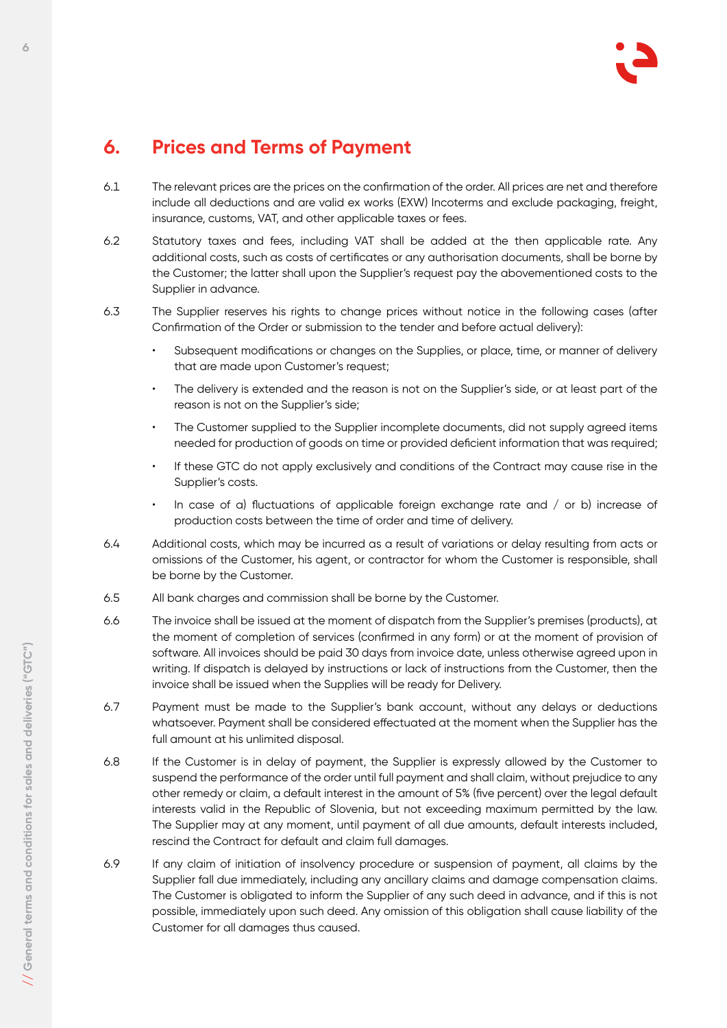## 6. Prices and Terms of Payment

6.1 The relevant prices are the prices on the confirmation of the order. All prices are net and therefore include all deductions and are valid ex works (EXW) Incoterms and exclude packaging, freight, insurance, customs, VAT, and other applicable taxes or fees.

6.2 Statutory taxes and fees, including VAT shall be added at the then applicable rate. Any additional costs, such as costs of certificates or any authorisation documents, shall be borne by the Customer; the latter shall upon the Supplier's request pay the abovementioned costs to the Supplier in advance.

6.3 The Supplier reserves his rights to change prices without notice in the following cases (after Confirmation of the Order or submission to the tender and before actual delivery):

- Subsequent modifications or changes on the Supplies, or place, time, or manner of delivery that are made upon Customer's request;
- The delivery is extended and the reason is not on the Supplier's side, or at least part of the reason is not on the Supplier's side;
- The Customer supplied to the Supplier incomplete documents, did not supply agreed items needed for production of goods on time or provided deficient information that was required;
- If these GTC do not apply exclusively and conditions of the Contract may cause rise in the Supplier's costs.
- In case of a) fluctuations of applicable foreign exchange rate and / or b) increase of production costs between the time of order and time of delivery.

6.4 Additional costs, which may be incurred as a result of variations or delay resulting from acts or omissions of the Customer, his agent, or contractor for whom the Customer is responsible, shall be borne by the Customer.

6.5 All bank charges and commission shall be borne by the Customer.

6.6 The invoice shall be issued at the moment of dispatch from the Supplier's premises (products), at the moment of completion of services (confirmed in any form) or at the moment of provision of software. All invoices should be paid 30 days from invoice date, unless otherwise agreed upon in writing. If dispatch is delayed by instructions or lack of instructions from the Customer, then the invoice shall be issued when the Supplies will be ready for Delivery.

6.7 Payment must be made to the Supplier's bank account, without any delays or deductions whatsoever. Payment shall be considered effectuated at the moment when the Supplier has the full amount at his unlimited disposal.

6.8 If the Customer is in delay of payment, the Supplier is expressly allowed by the Customer to suspend the performance of the order until full payment and shall claim, without prejudice to any other remedy or claim, a default interest in the amount of 5% (five percent) over the legal default interests valid in the Republic of Slovenia, but not exceeding maximum permitted by the law. The Supplier may at any moment, until payment of all due amounts, default interests included, rescind the Contract for default and claim full damages.

6.9 If any claim of initiation of insolvency procedure or suspension of payment, all claims by the Supplier fall due immediately, including any ancillary claims and damage compensation claims. The Customer is obligated to inform the Supplier of any such deed in advance, and if this is not possible, immediately upon such deed. Any omission of this obligation shall cause liability of the Customer for all damages thus caused.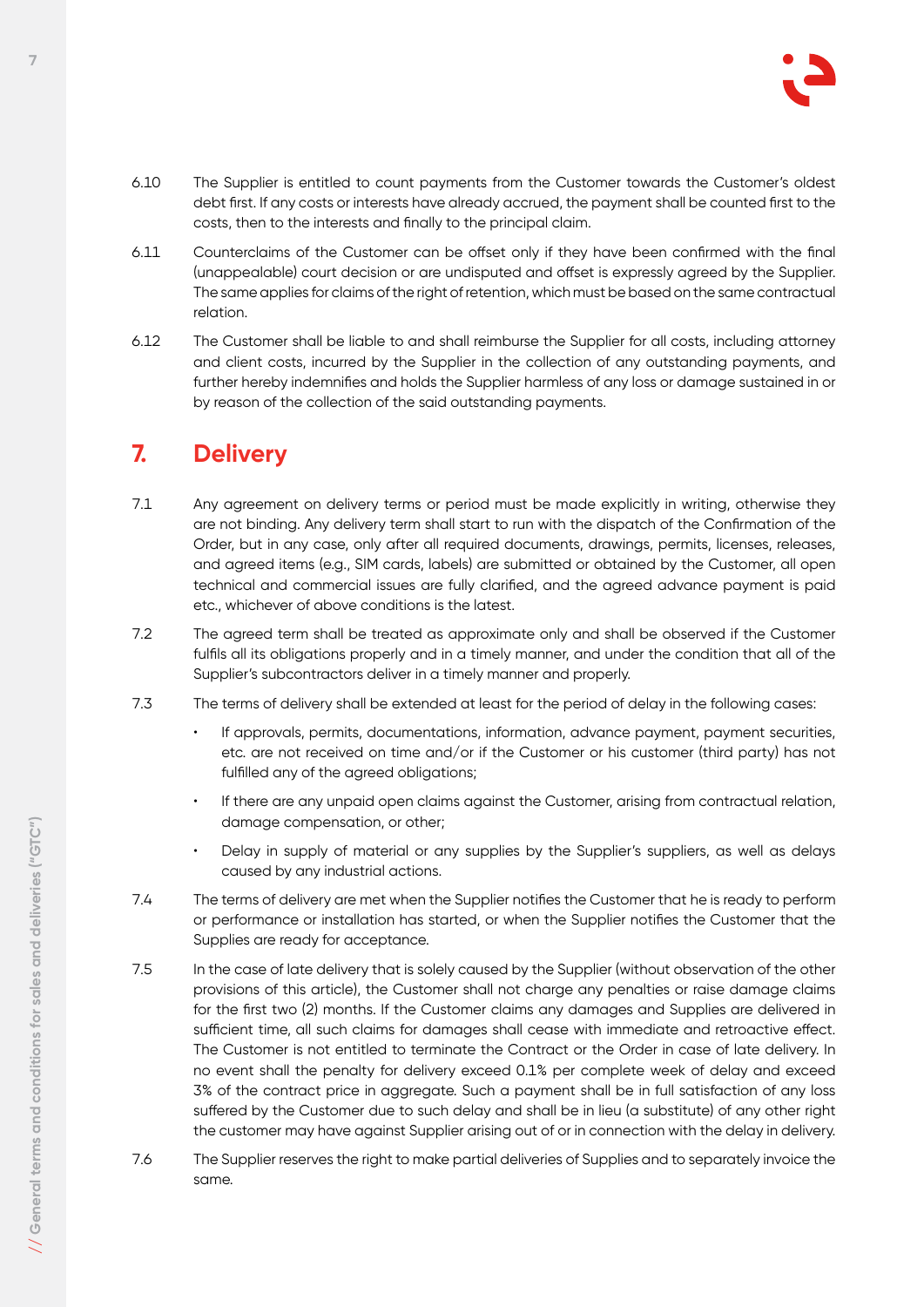6.10 The Supplier is entitled to count payments from the Customer towards the Customer's oldest debt first. If any costs or interests have already accrued, the payment shall be counted first to the costs, then to the interests and finally to the principal claim.

6.11 Counterclaims of the Customer can be offset only if they have been confirmed with the final (unappealable) court decision or are undisputed and offset is expressly agreed by the Supplier. The same applies for claims of the right of retention, which must be based on the same contractual relation.

6.12 The Customer shall be liable to and shall reimburse the Supplier for all costs, including attorney and client costs, incurred by the Supplier in the collection of any outstanding payments, and further hereby indemnifies and holds the Supplier harmless of any loss or damage sustained in or by reason of the collection of the said outstanding payments.

## 7. Delivery

7.1 Any agreement on delivery terms or period must be made explicitly in writing, otherwise they are not binding. Any delivery term shall start to run with the dispatch of the Confirmation of the Order, but in any case, only after all required documents, drawings, permits, licenses, releases, and agreed items (e.g., SIM cards, labels) are submitted or obtained by the Customer, all open technical and commercial issues are fully clarified, and the agreed advance payment is paid etc., whichever of above conditions is the latest.

7.2 The agreed term shall be treated as approximate only and shall be observed if the Customer fulfils all its obligations properly and in a timely manner, and under the condition that all of the Supplier's subcontractors deliver in a timely manner and properly.

7.3 The terms of delivery shall be extended at least for the period of delay in the following cases:

- If approvals, permits, documentations, information, advance payment, payment securities, etc. are not received on time and/or if the Customer or his customer (third party) has not fulfilled any of the agreed obligations;
- If there are any unpaid open claims against the Customer, arising from contractual relation, damage compensation, or other;
- Delay in supply of material or any supplies by the Supplier's suppliers, as well as delays caused by any industrial actions.

7.4 The terms of delivery are met when the Supplier notifies the Customer that he is ready to perform or performance or installation has started, or when the Supplier notifies the Customer that the Supplies are ready for acceptance.

7.5 In the case of late delivery that is solely caused by the Supplier (without observation of the other provisions of this article), the Customer shall not charge any penalties or raise damage claims for the first two (2) months. If the Customer claims any damages and Supplies are delivered in sufficient time, all such claims for damages shall cease with immediate and retroactive effect. The Customer is not entitled to terminate the Contract or the Order in case of late delivery. In no event shall the penalty for delivery exceed 0.1% per complete week of delay and exceed 3% of the contract price in aggregate. Such a payment shall be in full satisfaction of any loss suffered by the Customer due to such delay and shall be in lieu (a substitute) of any other right the customer may have against Supplier arising out of or in connection with the delay in delivery.

7.6 The Supplier reserves the right to make partial deliveries of Supplies and to separately invoice the same.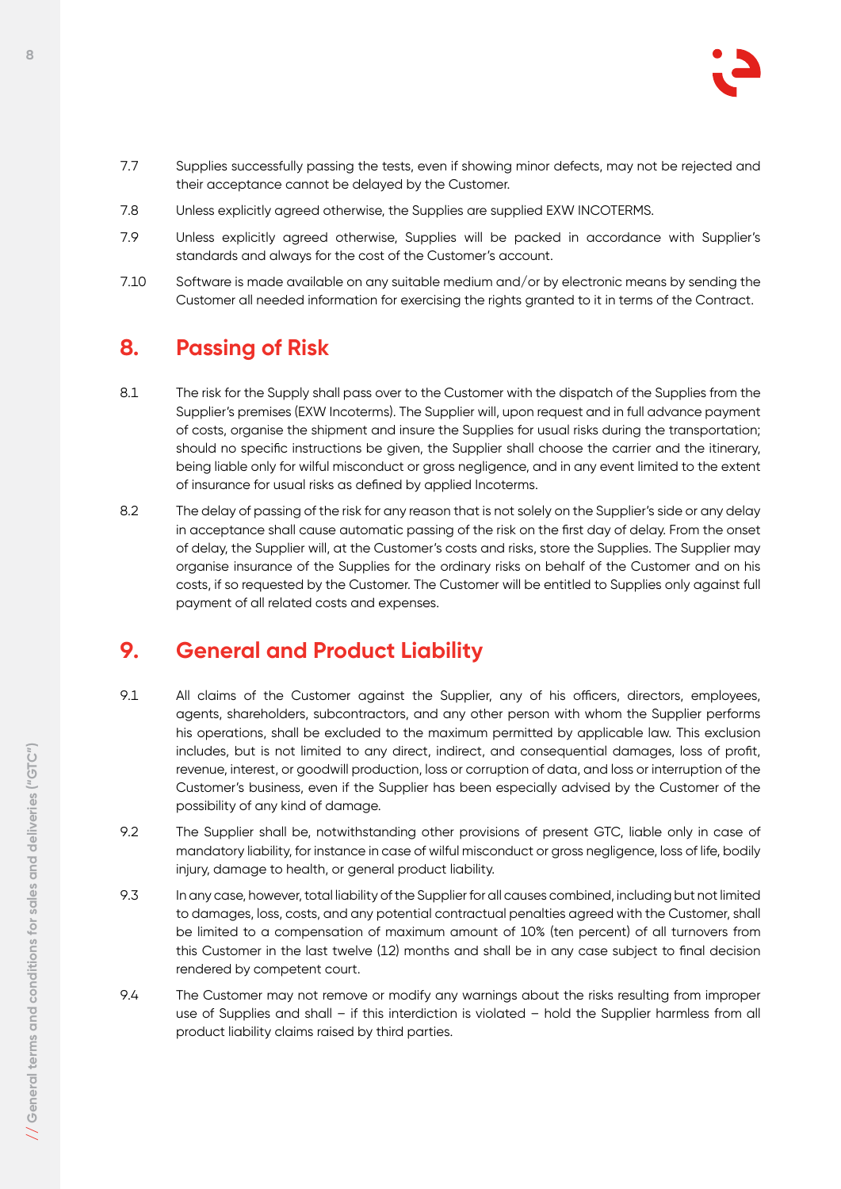7.7 Supplies successfully passing the tests, even if showing minor defects, may not be rejected and their acceptance cannot be delayed by the Customer.

7.8 Unless explicitly agreed otherwise, the Supplies are supplied EXW INCOTERMS.

7.9 Unless explicitly agreed otherwise, Supplies will be packed in accordance with Supplier's standards and always for the cost of the Customer's account.

7.10 Software is made available on any suitable medium and/or by electronic means by sending the Customer all needed information for exercising the rights granted to it in terms of the Contract.

## 8. Passing of Risk

8.1 The risk for the Supply shall pass over to the Customer with the dispatch of the Supplies from the Supplier's premises (EXW Incoterms). The Supplier will, upon request and in full advance payment of costs, organise the shipment and insure the Supplies for usual risks during the transportation; should no specific instructions be given, the Supplier shall choose the carrier and the itinerary, being liable only for wilful misconduct or gross negligence, and in any event limited to the extent of insurance for usual risks as defined by applied Incoterms.

8.2 The delay of passing of the risk for any reason that is not solely on the Supplier's side or any delay in acceptance shall cause automatic passing of the risk on the first day of delay. From the onset of delay, the Supplier will, at the Customer's costs and risks, store the Supplies. The Supplier may organise insurance of the Supplies for the ordinary risks on behalf of the Customer and on his costs, if so requested by the Customer. The Customer will be entitled to Supplies only against full payment of all related costs and expenses.

## 9. General and Product Liability

9.1 All claims of the Customer against the Supplier, any of his officers, directors, employees, agents, shareholders, subcontractors, and any other person with whom the Supplier performs his operations, shall be excluded to the maximum permitted by applicable law. This exclusion includes, but is not limited to any direct, indirect, and consequential damages, loss of profit, revenue, interest, or goodwill production, loss or corruption of data, and loss or interruption of the Customer's business, even if the Supplier has been especially advised by the Customer of the possibility of any kind of damage.

9.2 The Supplier shall be, notwithstanding other provisions of present GTC, liable only in case of mandatory liability, for instance in case of wilful misconduct or gross negligence, loss of life, bodily injury, damage to health, or general product liability.

9.3 In any case, however, total liability of the Supplier for all causes combined, including but not limited to damages, loss, costs, and any potential contractual penalties agreed with the Customer, shall be limited to a compensation of maximum amount of 10% (ten percent) of all turnovers from this Customer in the last twelve (12) months and shall be in any case subject to final decision rendered by competent court.

9.4 The Customer may not remove or modify any warnings about the risks resulting from improper use of Supplies and shall – if this interdiction is violated – hold the Supplier harmless from all product liability claims raised by third parties.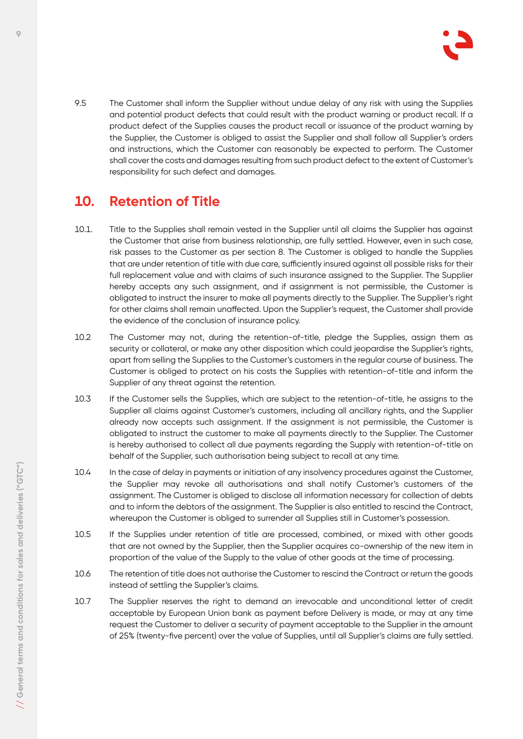9.5 The Customer shall inform the Supplier without undue delay of any risk with using the Supplies and potential product defects that could result with the product warning or product recall. If a product defect of the Supplies causes the product recall or issuance of the product warning by the Supplier, the Customer is obliged to assist the Supplier and shall follow all Supplier's orders and instructions, which the Customer can reasonably be expected to perform. The Customer shall cover the costs and damages resulting from such product defect to the extent of Customer's responsibility for such defect and damages.

## 10. Retention of Title

10.1. Title to the Supplies shall remain vested in the Supplier until all claims the Supplier has against the Customer that arise from business relationship, are fully settled. However, even in such case, risk passes to the Customer as per section 8. The Customer is obliged to handle the Supplies that are under retention of title with due care, sufficiently insured against all possible risks for their full replacement value and with claims of such insurance assigned to the Supplier. The Supplier hereby accepts any such assignment, and if assignment is not permissible, the Customer is obligated to instruct the insurer to make all payments directly to the Supplier. The Supplier's right for other claims shall remain unaffected. Upon the Supplier's request, the Customer shall provide the evidence of the conclusion of insurance policy.

10.2 The Customer may not, during the retention-of-title, pledge the Supplies, assign them as security or collateral, or make any other disposition which could jeopardise the Supplier's rights, apart from selling the Supplies to the Customer's customers in the regular course of business. The Customer is obliged to protect on his costs the Supplies with retention-of-title and inform the Supplier of any threat against the retention.

10.3 If the Customer sells the Supplies, which are subject to the retention-of-title, he assigns to the Supplier all claims against Customer's customers, including all ancillary rights, and the Supplier already now accepts such assignment. If the assignment is not permissible, the Customer is obligated to instruct the customer to make all payments directly to the Supplier. The Customer is hereby authorised to collect all due payments regarding the Supply with retention-of-title on behalf of the Supplier, such authorisation being subject to recall at any time.

10.4 In the case of delay in payments or initiation of any insolvency procedures against the Customer, the Supplier may revoke all authorisations and shall notify Customer's customers of the assignment. The Customer is obliged to disclose all information necessary for collection of debts and to inform the debtors of the assignment. The Supplier is also entitled to rescind the Contract, whereupon the Customer is obliged to surrender all Supplies still in Customer's possession.

10.5 If the Supplies under retention of title are processed, combined, or mixed with other goods that are not owned by the Supplier, then the Supplier acquires co-ownership of the new item in proportion of the value of the Supply to the value of other goods at the time of processing.

10.6 The retention of title does not authorise the Customer to rescind the Contract or return the goods instead of settling the Supplier's claims.

10.7 The Supplier reserves the right to demand an irrevocable and unconditional letter of credit acceptable by European Union bank as payment before Delivery is made, or may at any time request the Customer to deliver a security of payment acceptable to the Supplier in the amount of 25% (twenty-five percent) over the value of Supplies, until all Supplier's claims are fully settled.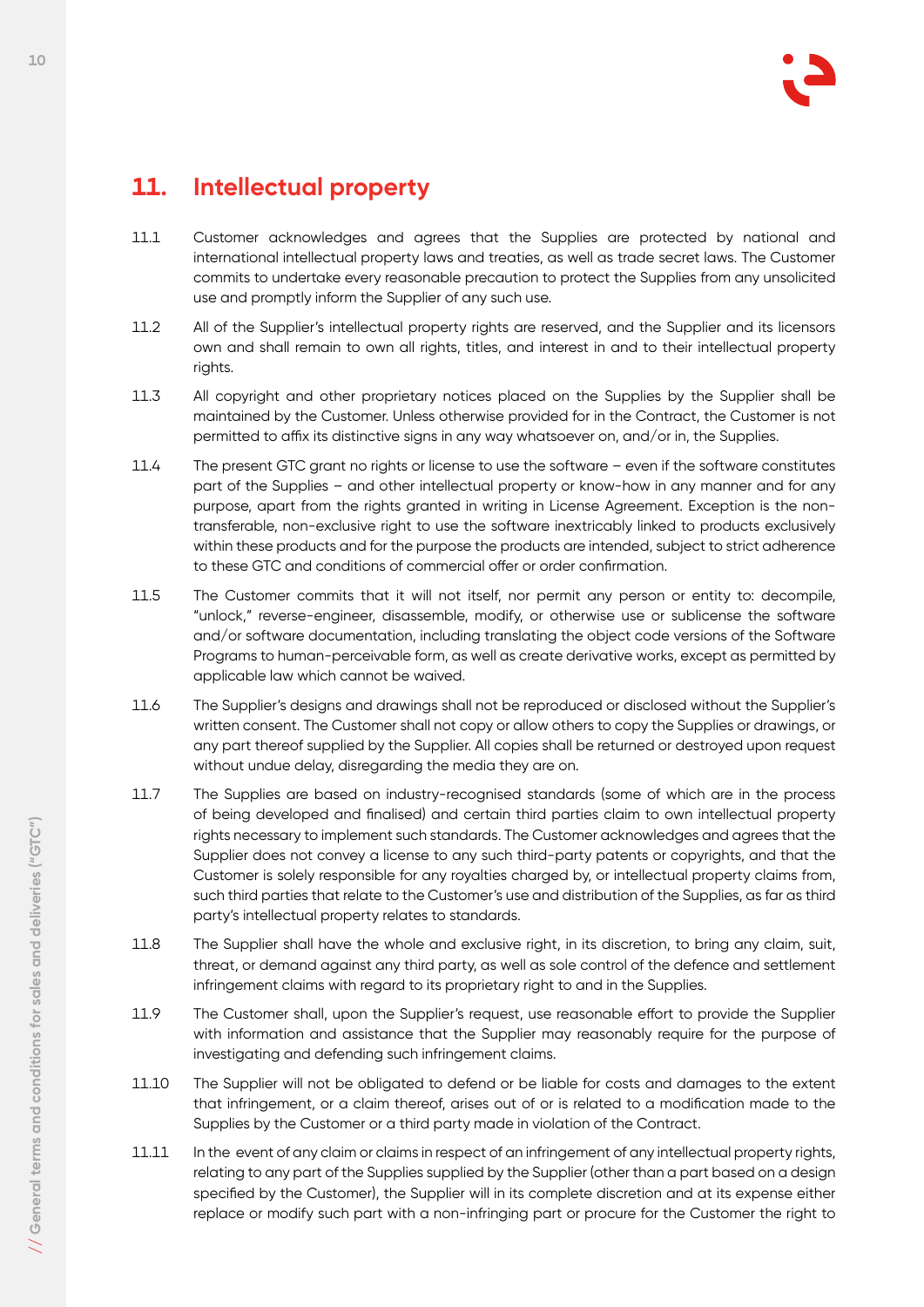## 11. Intellectual property

11.1 Customer acknowledges and agrees that the Supplies are protected by national and international intellectual property laws and treaties, as well as trade secret laws. The Customer commits to undertake every reasonable precaution to protect the Supplies from any unsolicited use and promptly inform the Supplier of any such use.

11.2 All of the Supplier's intellectual property rights are reserved, and the Supplier and its licensors own and shall remain to own all rights, titles, and interest in and to their intellectual property rights.

11.3 All copyright and other proprietary notices placed on the Supplies by the Supplier shall be maintained by the Customer. Unless otherwise provided for in the Contract, the Customer is not permitted to affix its distinctive signs in any way whatsoever on, and/or in, the Supplies.

11.4 The present GTC grant no rights or license to use the software – even if the software constitutes part of the Supplies – and other intellectual property or know-how in any manner and for any purpose, apart from the rights granted in writing in License Agreement. Exception is the non-transferable, non-exclusive right to use the software inextricably linked to products exclusively within these products and for the purpose the products are intended, subject to strict adherence to these GTC and conditions of commercial offer or order confirmation.

11.5 The Customer commits that it will not itself, nor permit any person or entity to: decompile, "unlock," reverse-engineer, disassemble, modify, or otherwise use or sublicense the software and/or software documentation, including translating the object code versions of the Software Programs to human-perceivable form, as well as create derivative works, except as permitted by applicable law which cannot be waived.

11.6 The Supplier's designs and drawings shall not be reproduced or disclosed without the Supplier's written consent. The Customer shall not copy or allow others to copy the Supplies or drawings, or any part thereof supplied by the Supplier. All copies shall be returned or destroyed upon request without undue delay, disregarding the media they are on.

11.7 The Supplies are based on industry-recognised standards (some of which are in the process of being developed and finalised) and certain third parties claim to own intellectual property rights necessary to implement such standards. The Customer acknowledges and agrees that the Supplier does not convey a license to any such third-party patents or copyrights, and that the Customer is solely responsible for any royalties charged by, or intellectual property claims from, such third parties that relate to the Customer's use and distribution of the Supplies, as far as third party's intellectual property relates to standards.

11.8 The Supplier shall have the whole and exclusive right, in its discretion, to bring any claim, suit, threat, or demand against any third party, as well as sole control of the defence and settlement infringement claims with regard to its proprietary right to and in the Supplies.

11.9 The Customer shall, upon the Supplier's request, use reasonable effort to provide the Supplier with information and assistance that the Supplier may reasonably require for the purpose of investigating and defending such infringement claims.

11.10 The Supplier will not be obligated to defend or be liable for costs and damages to the extent that infringement, or a claim thereof, arises out of or is related to a modification made to the Supplies by the Customer or a third party made in violation of the Contract.

11.11 In the event of any claim or claims in respect of an infringement of any intellectual property rights, relating to any part of the Supplies supplied by the Supplier (other than a part based on a design specified by the Customer), the Supplier will in its complete discretion and at its expense either replace or modify such part with a non-infringing part or procure for the Customer the right to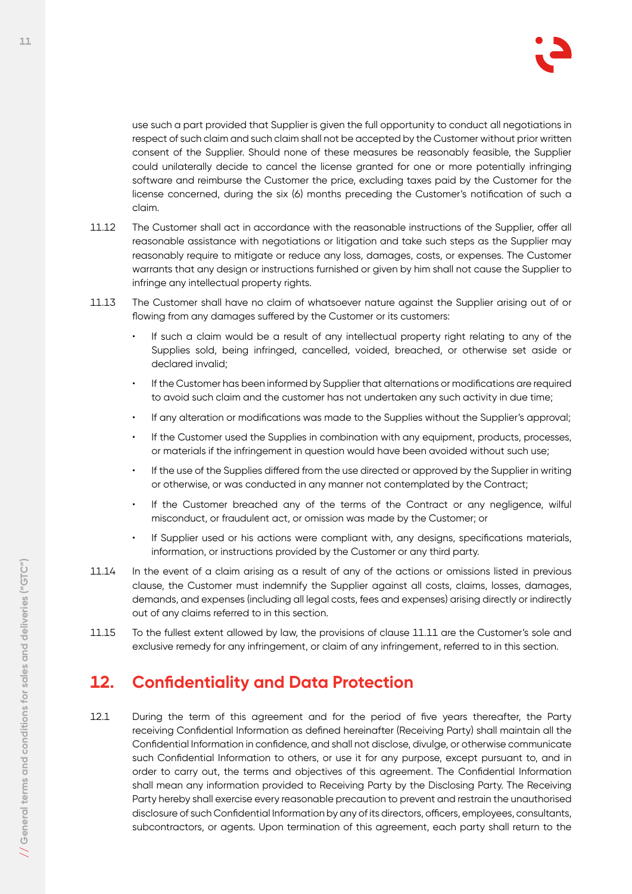use such a part provided that Supplier is given the full opportunity to conduct all negotiations in respect of such claim and such claim shall not be accepted by the Customer without prior written consent of the Supplier. Should none of these measures be reasonably feasible, the Supplier could unilaterally decide to cancel the license granted for one or more potentially infringing software and reimburse the Customer the price, excluding taxes paid by the Customer for the license concerned, during the six (6) months preceding the Customer's notification of such a claim.

11.12 The Customer shall act in accordance with the reasonable instructions of the Supplier, offer all reasonable assistance with negotiations or litigation and take such steps as the Supplier may reasonably require to mitigate or reduce any loss, damages, costs, or expenses. The Customer warrants that any design or instructions furnished or given by him shall not cause the Supplier to infringe any intellectual property rights.

11.13 The Customer shall have no claim of whatsoever nature against the Supplier arising out of or flowing from any damages suffered by the Customer or its customers:

- If such a claim would be a result of any intellectual property right relating to any of the Supplies sold, being infringed, cancelled, voided, breached, or otherwise set aside or declared invalid;
- If the Customer has been informed by Supplier that alternations or modifications are required to avoid such claim and the customer has not undertaken any such activity in due time;
- If any alteration or modifications was made to the Supplies without the Supplier's approval;
- If the Customer used the Supplies in combination with any equipment, products, processes, or materials if the infringement in question would have been avoided without such use;
- If the use of the Supplies differed from the use directed or approved by the Supplier in writing or otherwise, or was conducted in any manner not contemplated by the Contract;
- If the Customer breached any of the terms of the Contract or any negligence, wilful misconduct, or fraudulent act, or omission was made by the Customer; or
- If Supplier used or his actions were compliant with, any designs, specifications materials, information, or instructions provided by the Customer or any third party.

11.14 In the event of a claim arising as a result of any of the actions or omissions listed in previous clause, the Customer must indemnify the Supplier against all costs, claims, losses, damages, demands, and expenses (including all legal costs, fees and expenses) arising directly or indirectly out of any claims referred to in this section.

11.15 To the fullest extent allowed by law, the provisions of clause 11.11 are the Customer's sole and exclusive remedy for any infringement, or claim of any infringement, referred to in this section.

## 12. Confidentiality and Data Protection

12.1 During the term of this agreement and for the period of five years thereafter, the Party receiving Confidential Information as defined hereinafter (Receiving Party) shall maintain all the Confidential Information in confidence, and shall not disclose, divulge, or otherwise communicate such Confidential Information to others, or use it for any purpose, except pursuant to, and in order to carry out, the terms and objectives of this agreement. The Confidential Information shall mean any information provided to Receiving Party by the Disclosing Party. The Receiving Party hereby shall exercise every reasonable precaution to prevent and restrain the unauthorised disclosure of such Confidential Information by any of its directors, officers, employees, consultants, subcontractors, or agents. Upon termination of this agreement, each party shall return to the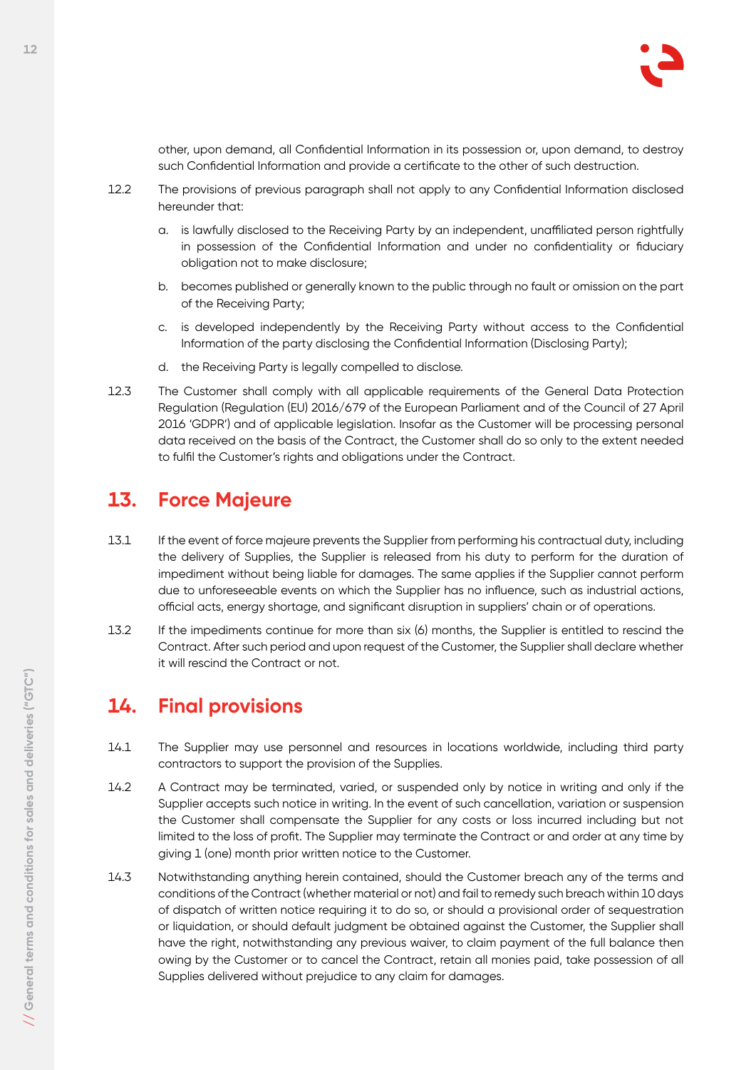other, upon demand, all Confidential Information in its possession or, upon demand, to destroy such Confidential Information and provide a certificate to the other of such destruction.

12.2 The provisions of previous paragraph shall not apply to any Confidential Information disclosed hereunder that:

a. is lawfully disclosed to the Receiving Party by an independent, unaffiliated person rightfully in possession of the Confidential Information and under no confidentiality or fiduciary obligation not to make disclosure;

b. becomes published or generally known to the public through no fault or omission on the part of the Receiving Party;

c. is developed independently by the Receiving Party without access to the Confidential Information of the party disclosing the Confidential Information (Disclosing Party);

d. the Receiving Party is legally compelled to disclose.

12.3 The Customer shall comply with all applicable requirements of the General Data Protection Regulation (Regulation (EU) 2016/679 of the European Parliament and of the Council of 27 April 2016 'GDPR') and of applicable legislation. Insofar as the Customer will be processing personal data received on the basis of the Contract, the Customer shall do so only to the extent needed to fulfil the Customer's rights and obligations under the Contract.

## 13. Force Majeure

13.1 If the event of force majeure prevents the Supplier from performing his contractual duty, including the delivery of Supplies, the Supplier is released from his duty to perform for the duration of impediment without being liable for damages. The same applies if the Supplier cannot perform due to unforeseeable events on which the Supplier has no influence, such as industrial actions, official acts, energy shortage, and significant disruption in suppliers' chain or of operations.

13.2 If the impediments continue for more than six (6) months, the Supplier is entitled to rescind the Contract. After such period and upon request of the Customer, the Supplier shall declare whether it will rescind the Contract or not.

## 14. Final provisions

14.1 The Supplier may use personnel and resources in locations worldwide, including third party contractors to support the provision of the Supplies.

14.2 A Contract may be terminated, varied, or suspended only by notice in writing and only if the Supplier accepts such notice in writing. In the event of such cancellation, variation or suspension the Customer shall compensate the Supplier for any costs or loss incurred including but not limited to the loss of profit. The Supplier may terminate the Contract or and order at any time by giving 1 (one) month prior written notice to the Customer.

14.3 Notwithstanding anything herein contained, should the Customer breach any of the terms and conditions of the Contract (whether material or not) and fail to remedy such breach within 10 days of dispatch of written notice requiring it to do so, or should a provisional order of sequestration or liquidation, or should default judgment be obtained against the Customer, the Supplier shall have the right, notwithstanding any previous waiver, to claim payment of the full balance then owing by the Customer or to cancel the Contract, retain all monies paid, take possession of all Supplies delivered without prejudice to any claim for damages.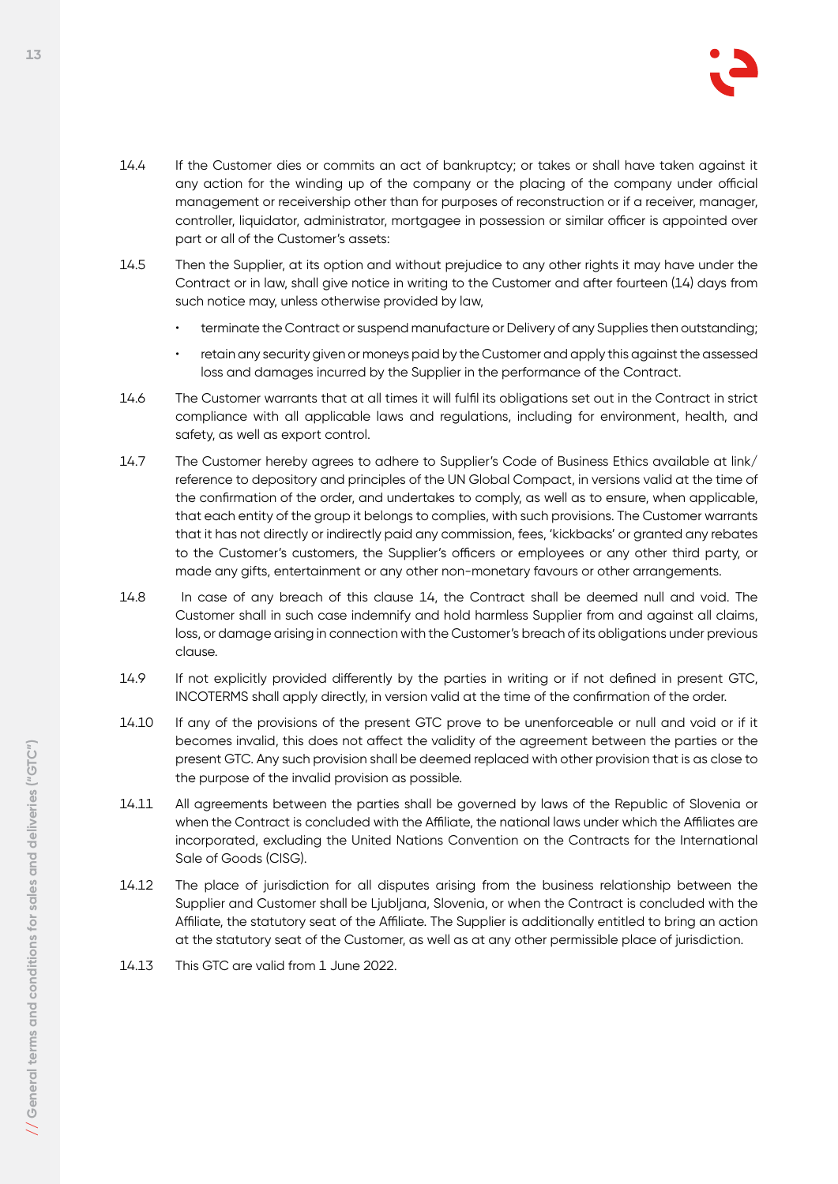14.4 If the Customer dies or commits an act of bankruptcy; or takes or shall have taken against it any action for the winding up of the company or the placing of the company under official management or receivership other than for purposes of reconstruction or if a receiver, manager, controller, liquidator, administrator, mortgagee in possession or similar officer is appointed over part or all of the Customer's assets:

14.5 Then the Supplier, at its option and without prejudice to any other rights it may have under the Contract or in law, shall give notice in writing to the Customer and after fourteen (14) days from such notice may, unless otherwise provided by law,

- terminate the Contract or suspend manufacture or Delivery of any Supplies then outstanding;
- retain any security given or moneys paid by the Customer and apply this against the assessed loss and damages incurred by the Supplier in the performance of the Contract.

14.6 The Customer warrants that at all times it will fulfil its obligations set out in the Contract in strict compliance with all applicable laws and regulations, including for environment, health, and safety, as well as export control.

14.7 The Customer hereby agrees to adhere to Supplier's Code of Business Ethics available at link/reference to depository and principles of the UN Global Compact, in versions valid at the time of the confirmation of the order, and undertakes to comply, as well as to ensure, when applicable, that each entity of the group it belongs to complies, with such provisions. The Customer warrants that it has not directly or indirectly paid any commission, fees, 'kickbacks' or granted any rebates to the Customer's customers, the Supplier's officers or employees or any other third party, or made any gifts, entertainment or any other non-monetary favours or other arrangements.

14.8 In case of any breach of this clause 14, the Contract shall be deemed null and void. The Customer shall in such case indemnify and hold harmless Supplier from and against all claims, loss, or damage arising in connection with the Customer's breach of its obligations under previous clause.

14.9 If not explicitly provided differently by the parties in writing or if not defined in present GTC, INCOTERMS shall apply directly, in version valid at the time of the confirmation of the order.

14.10 If any of the provisions of the present GTC prove to be unenforceable or null and void or if it becomes invalid, this does not affect the validity of the agreement between the parties or the present GTC. Any such provision shall be deemed replaced with other provision that is as close to the purpose of the invalid provision as possible.

14.11 All agreements between the parties shall be governed by laws of the Republic of Slovenia or when the Contract is concluded with the Affiliate, the national laws under which the Affiliates are incorporated, excluding the United Nations Convention on the Contracts for the International Sale of Goods (CISG).

14.12 The place of jurisdiction for all disputes arising from the business relationship between the Supplier and Customer shall be Ljubljana, Slovenia, or when the Contract is concluded with the Affiliate, the statutory seat of the Affiliate. The Supplier is additionally entitled to bring an action at the statutory seat of the Customer, as well as at any other permissible place of jurisdiction.

14.13 This GTC are valid from 1 June 2022.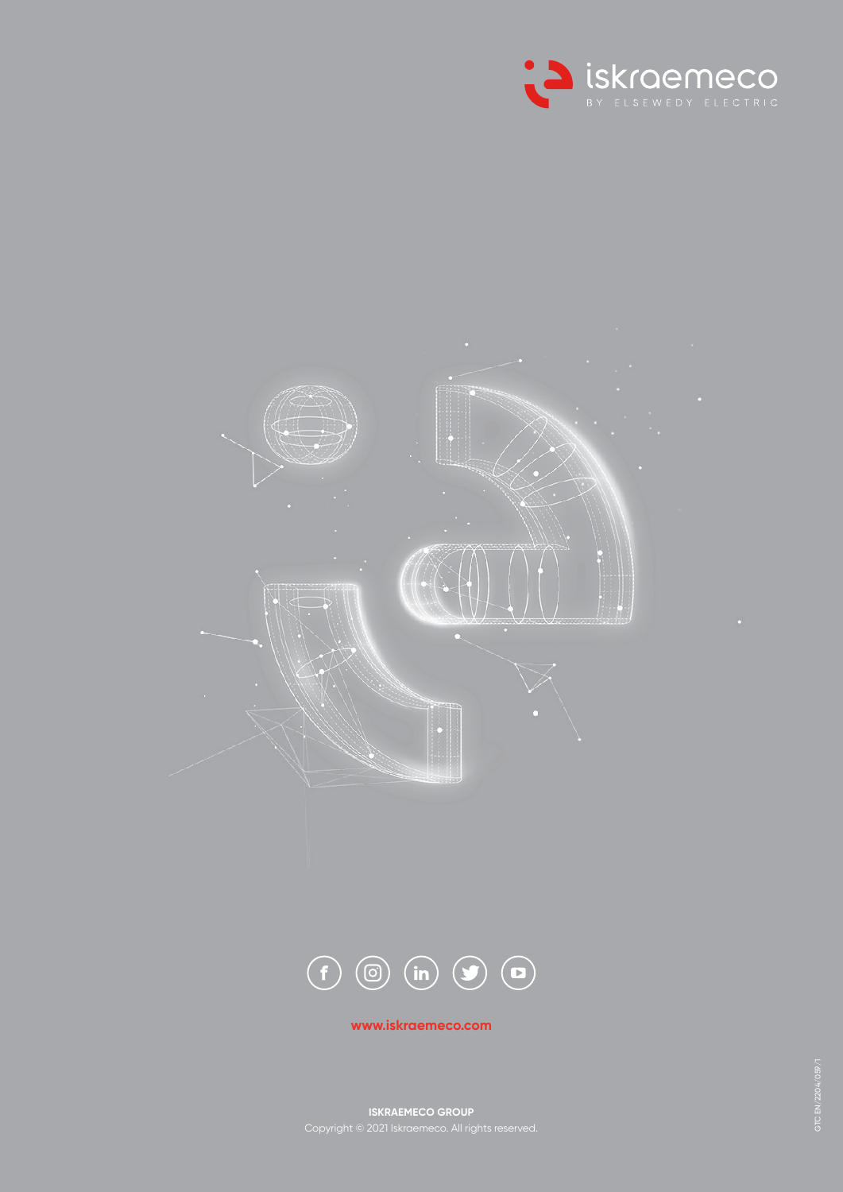iskraemeco

BY ELSEWEDY ELECTRIC

www.iskraemeco.com

**ISKRAEMECO GROUP**

Copyright © 2021 Iskraemeco. All rights reserved.

GTC EN /2204/059 /1